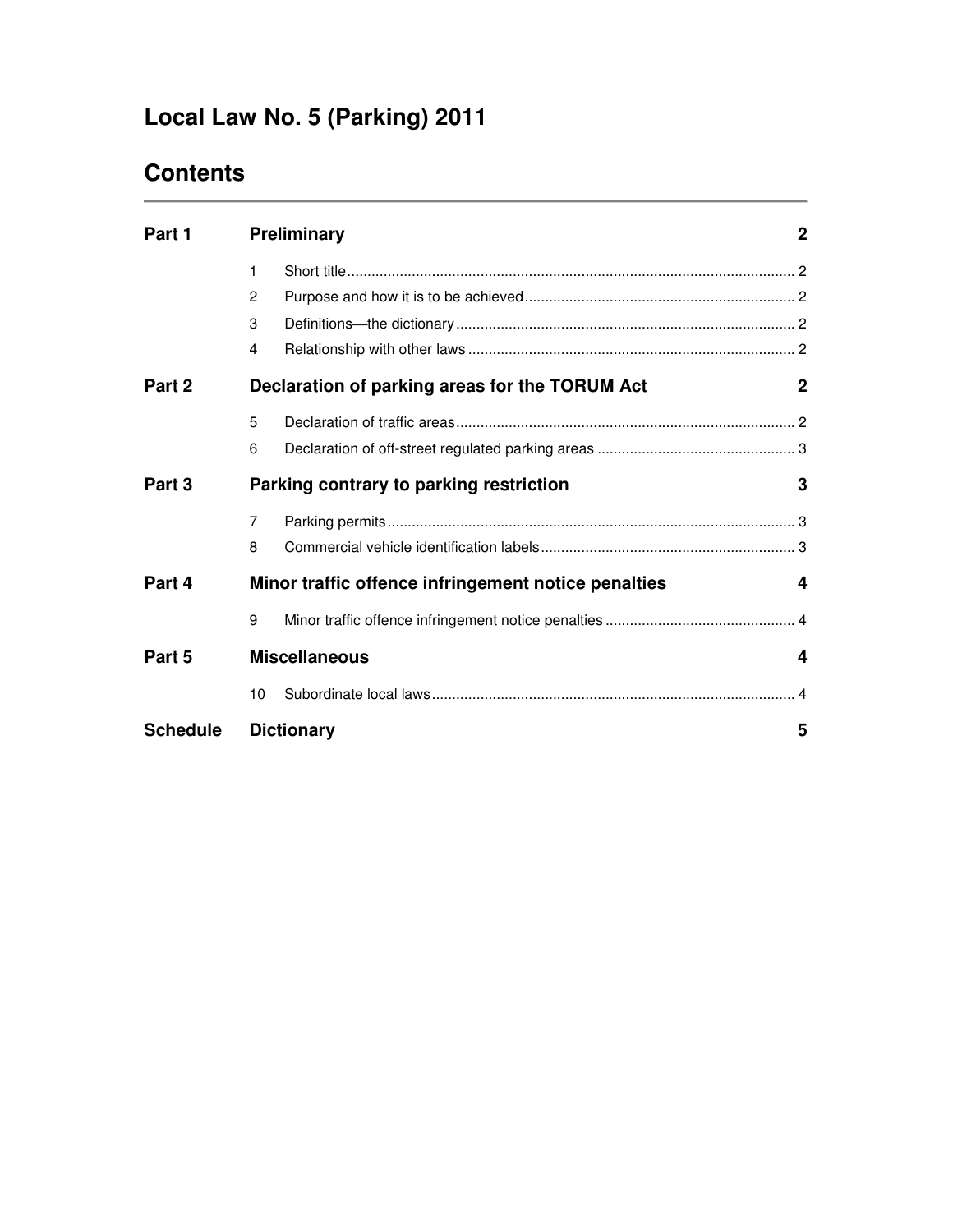# Local Law No. 5 (Parking) 2011

## Contents

| | | |
|---|---|---|
| **Part 1** | **Preliminary** | **2** |
| | 1 Short title | 2 |
| | 2 Purpose and how it is to be achieved | 2 |
| | 3 Definitions—the dictionary | 2 |
| | 4 Relationship with other laws | 2 |
| **Part 2** | **Declaration of parking areas for the TORUM Act** | **2** |
| | 5 Declaration of traffic areas | 2 |
| | 6 Declaration of off-street regulated parking areas | 3 |
| **Part 3** | **Parking contrary to parking restriction** | **3** |
| | 7 Parking permits | 3 |
| | 8 Commercial vehicle identification labels | 3 |
| **Part 4** | **Minor traffic offence infringement notice penalties** | **4** |
| | 9 Minor traffic offence infringement notice penalties | 4 |
| **Part 5** | **Miscellaneous** | **4** |
| | 10 Subordinate local laws | 4 |
| **Schedule** | **Dictionary** | **5** |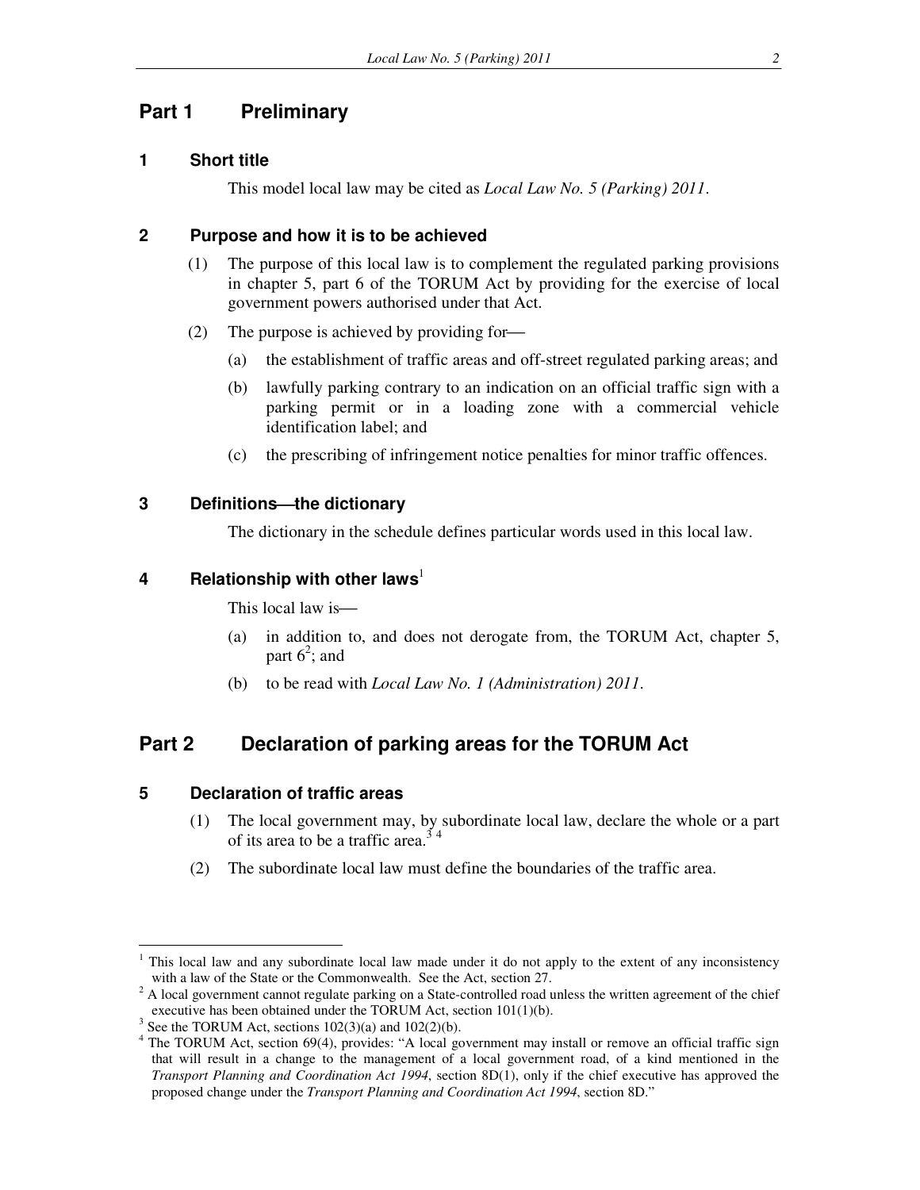## Part 1 Preliminary

### 1 Short title

This model local law may be cited as *Local Law No. 5 (Parking) 2011*.

### 2 Purpose and how it is to be achieved

(1) The purpose of this local law is to complement the regulated parking provisions in chapter 5, part 6 of the TORUM Act by providing for the exercise of local government powers authorised under that Act.

(2) The purpose is achieved by providing for—

(a) the establishment of traffic areas and off-street regulated parking areas; and

(b) lawfully parking contrary to an indication on an official traffic sign with a parking permit or in a loading zone with a commercial vehicle identification label; and

(c) the prescribing of infringement notice penalties for minor traffic offences.

### 3 Definitions—the dictionary

The dictionary in the schedule defines particular words used in this local law.

### 4 Relationship with other laws[1]

This local law is—

(a) in addition to, and does not derogate from, the TORUM Act, chapter 5, part 6[2]; and

(b) to be read with *Local Law No. 1 (Administration) 2011*.

## Part 2 Declaration of parking areas for the TORUM Act

### 5 Declaration of traffic areas

(1) The local government may, by subordinate local law, declare the whole or a part of its area to be a traffic area.[3] [4]

(2) The subordinate local law must define the boundaries of the traffic area.

---

[1] This local law and any subordinate local law made under it do not apply to the extent of any inconsistency with a law of the State or the Commonwealth. See the Act, section 27.

[2] A local government cannot regulate parking on a State-controlled road unless the written agreement of the chief executive has been obtained under the TORUM Act, section 101(1)(b).

[3] See the TORUM Act, sections 102(3)(a) and 102(2)(b).

[4] The TORUM Act, section 69(4), provides: "A local government may install or remove an official traffic sign that will result in a change to the management of a local government road, of a kind mentioned in the *Transport Planning and Coordination Act 1994*, section 8D(1), only if the chief executive has approved the proposed change under the *Transport Planning and Coordination Act 1994*, section 8D."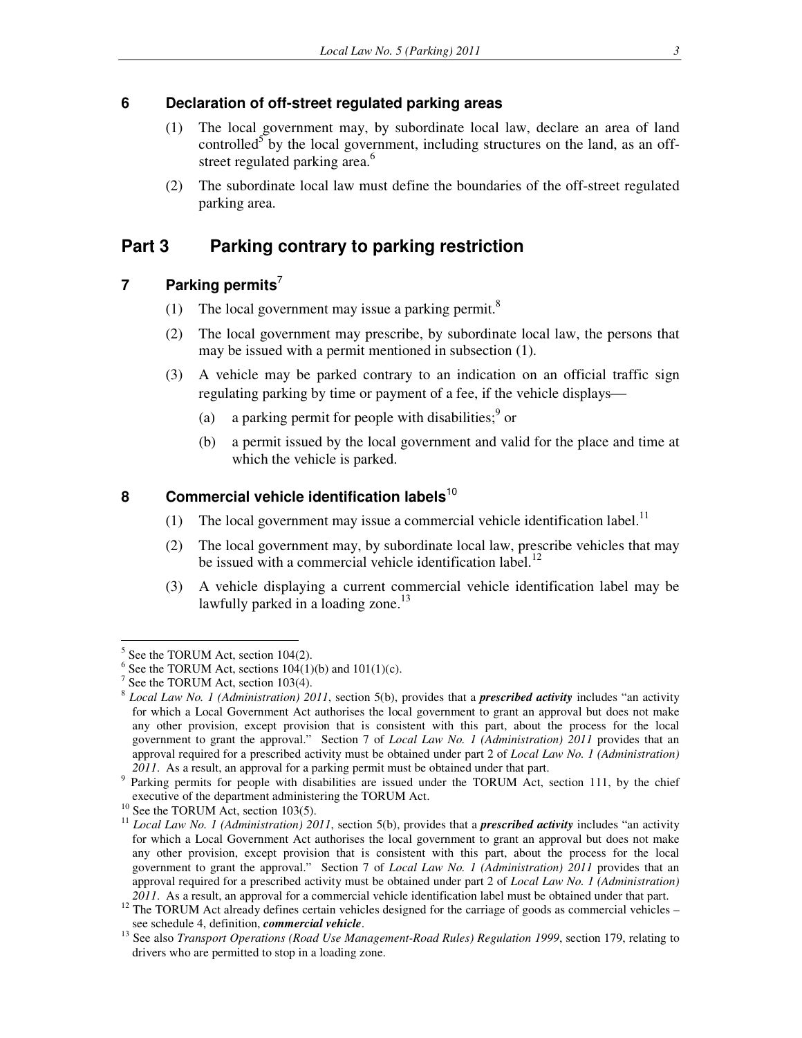### 6 Declaration of off-street regulated parking areas

(1) The local government may, by subordinate local law, declare an area of land controlled[5] by the local government, including structures on the land, as an off-street regulated parking area.[6]

(2) The subordinate local law must define the boundaries of the off-street regulated parking area.

## Part 3 Parking contrary to parking restriction

### 7 Parking permits[7]

(1) The local government may issue a parking permit.[8]

(2) The local government may prescribe, by subordinate local law, the persons that may be issued with a permit mentioned in subsection (1).

(3) A vehicle may be parked contrary to an indication on an official traffic sign regulating parking by time or payment of a fee, if the vehicle displays—

(a) a parking permit for people with disabilities;[9] or

(b) a permit issued by the local government and valid for the place and time at which the vehicle is parked.

### 8 Commercial vehicle identification labels[10]

(1) The local government may issue a commercial vehicle identification label.[11]

(2) The local government may, by subordinate local law, prescribe vehicles that may be issued with a commercial vehicle identification label.[12]

(3) A vehicle displaying a current commercial vehicle identification label may be lawfully parked in a loading zone.[13]

---

[5] See the TORUM Act, section 104(2).

[6] See the TORUM Act, sections 104(1)(b) and 101(1)(c).

[7] See the TORUM Act, section 103(4).

[8] *Local Law No. 1 (Administration) 2011*, section 5(b), provides that a ***prescribed activity*** includes "an activity for which a Local Government Act authorises the local government to grant an approval but does not make any other provision, except provision that is consistent with this part, about the process for the local government to grant the approval." Section 7 of *Local Law No. 1 (Administration) 2011* provides that an approval required for a prescribed activity must be obtained under part 2 of *Local Law No. 1 (Administration) 2011*. As a result, an approval for a parking permit must be obtained under that part.

[9] Parking permits for people with disabilities are issued under the TORUM Act, section 111, by the chief executive of the department administering the TORUM Act.

[10] See the TORUM Act, section 103(5).

[11] *Local Law No. 1 (Administration) 2011*, section 5(b), provides that a ***prescribed activity*** includes "an activity for which a Local Government Act authorises the local government to grant an approval but does not make any other provision, except provision that is consistent with this part, about the process for the local government to grant the approval." Section 7 of *Local Law No. 1 (Administration) 2011* provides that an approval required for a prescribed activity must be obtained under part 2 of *Local Law No. 1 (Administration) 2011*. As a result, an approval for a commercial vehicle identification label must be obtained under that part.

[12] The TORUM Act already defines certain vehicles designed for the carriage of goods as commercial vehicles – see schedule 4, definition, ***commercial vehicle***.

[13] See also *Transport Operations (Road Use Management-Road Rules) Regulation 1999*, section 179, relating to drivers who are permitted to stop in a loading zone.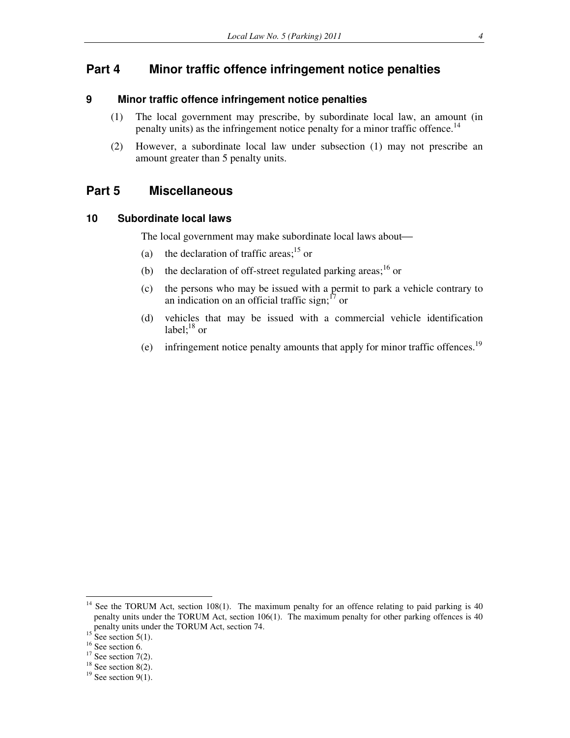## Part 4 Minor traffic offence infringement notice penalties

### 9 Minor traffic offence infringement notice penalties

(1) The local government may prescribe, by subordinate local law, an amount (in penalty units) as the infringement notice penalty for a minor traffic offence.[14]

(2) However, a subordinate local law under subsection (1) may not prescribe an amount greater than 5 penalty units.

## Part 5 Miscellaneous

### 10 Subordinate local laws

The local government may make subordinate local laws about—

(a) the declaration of traffic areas;[15] or

(b) the declaration of off-street regulated parking areas;[16] or

(c) the persons who may be issued with a permit to park a vehicle contrary to an indication on an official traffic sign;[17] or

(d) vehicles that may be issued with a commercial vehicle identification label;[18] or

(e) infringement notice penalty amounts that apply for minor traffic offences.[19]

---

[14] See the TORUM Act, section 108(1). The maximum penalty for an offence relating to paid parking is 40 penalty units under the TORUM Act, section 106(1). The maximum penalty for other parking offences is 40 penalty units under the TORUM Act, section 74.

[15] See section 5(1).

[16] See section 6.

[17] See section 7(2).

[18] See section 8(2).

[19] See section 9(1).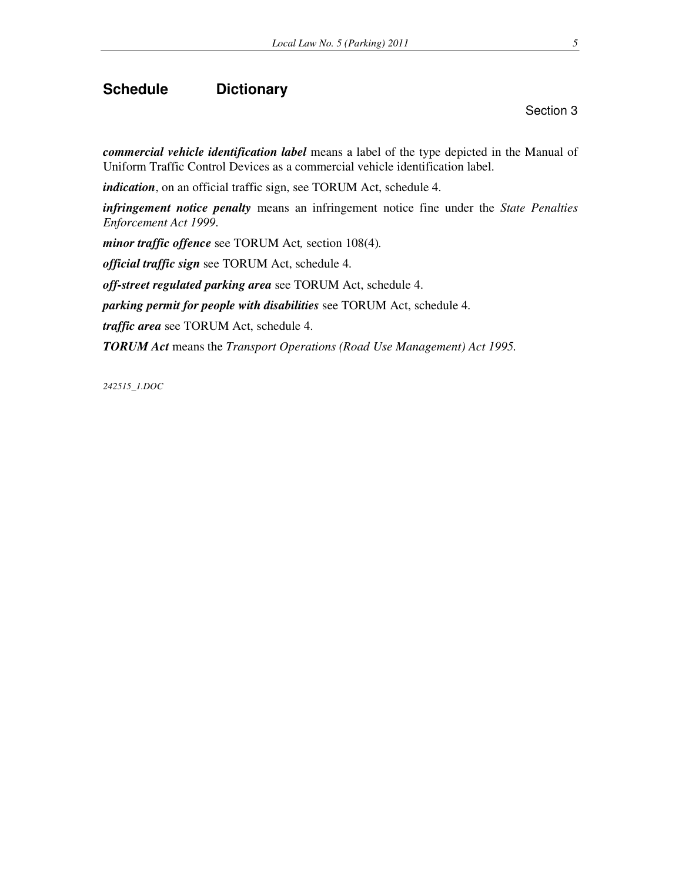## Schedule Dictionary

Section 3

***commercial vehicle identification label*** means a label of the type depicted in the Manual of Uniform Traffic Control Devices as a commercial vehicle identification label.

***indication***, on an official traffic sign, see TORUM Act, schedule 4.

***infringement notice penalty*** means an infringement notice fine under the *State Penalties Enforcement Act 1999*.

***minor traffic offence*** see TORUM Act*,* section 108(4).

***official traffic sign*** see TORUM Act, schedule 4.

***off-street regulated parking area*** see TORUM Act, schedule 4.

***parking permit for people with disabilities*** see TORUM Act, schedule 4.

***traffic area*** see TORUM Act, schedule 4.

***TORUM Act*** means the *Transport Operations (Road Use Management) Act 1995.*

*242515_1.DOC*